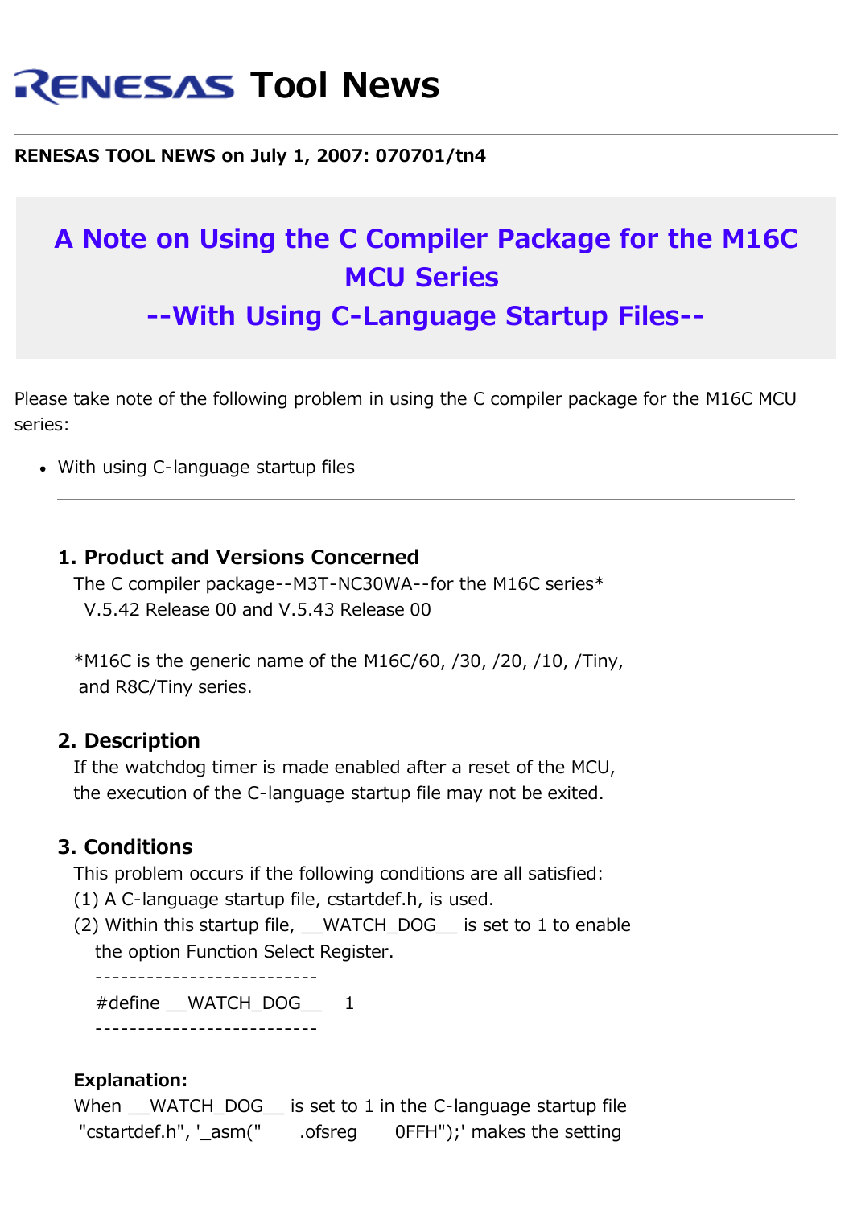# RENESAS Tool News

**RENESAS TOOL NEWS on July 1, 2007: 070701/tn4**

## A Note on Using the C Compiler Package for the M16C MCU Series
## --With Using C-Language Startup Files--

Please take note of the following problem in using the C compiler package for the M16C MCU series:

- With using C-language startup files

---

### 1. Product and Versions Concerned

The C compiler package--M3T-NC30WA--for the M16C series*
V.5.42 Release 00 and V.5.43 Release 00

*M16C is the generic name of the M16C/60, /30, /20, /10, /Tiny, and R8C/Tiny series.

### 2. Description

If the watchdog timer is made enabled after a reset of the MCU, the execution of the C-language startup file may not be exited.

### 3. Conditions

This problem occurs if the following conditions are all satisfied:
(1) A C-language startup file, cstartdef.h, is used.
(2) Within this startup file, __WATCH_DOG__ is set to 1 to enable the option Function Select Register.

```
--------------------------
#define __WATCH_DOG__    1
--------------------------
```

**Explanation:**
When __WATCH_DOG__ is set to 1 in the C-language startup file "cstartdef.h", '_asm("     .ofsreg      0FFH");' makes the setting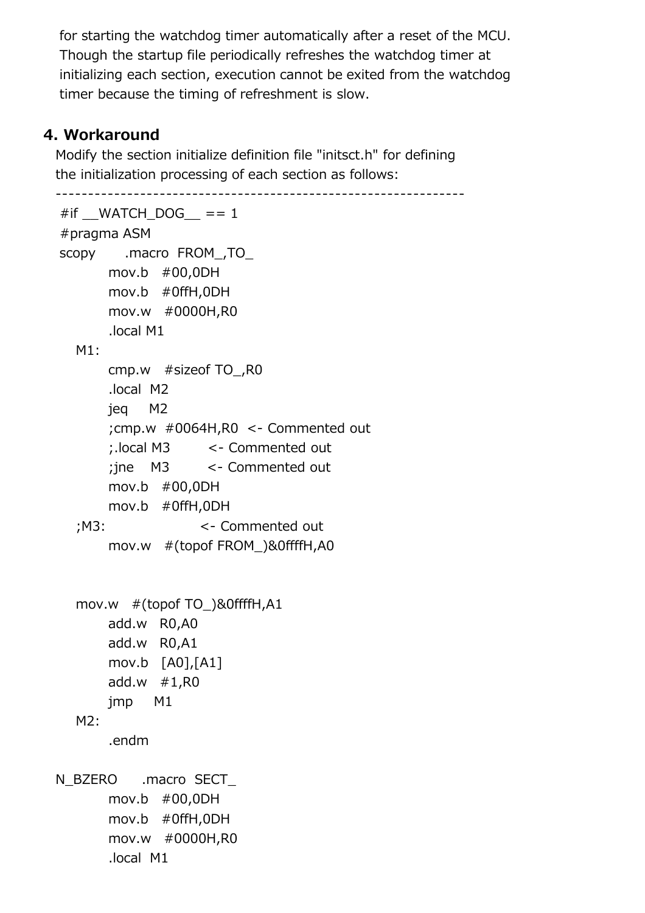for starting the watchdog timer automatically after a reset of the MCU. Though the startup file periodically refreshes the watchdog timer at initializing each section, execution cannot be exited from the watchdog timer because the timing of refreshment is slow.

## 4. Workaround

Modify the section initialize definition file "initsct.h" for defining the initialization processing of each section as follows:

```
--------------------------------------------------------------
#if __WATCH_DOG__ == 1
#pragma ASM
scopy      .macro  FROM_,TO_
        mov.b   #00,0DH
        mov.b   #0ffH,0DH
        mov.w   #0000H,R0
        .local M1
   M1:
        cmp.w   #sizeof TO_,R0
        .local  M2
        jeq     M2
        ;cmp.w  #0064H,R0  <- Commented out
        ;.local M3         <- Commented out
        ;jne    M3         <- Commented out
        mov.b   #00,0DH
        mov.b   #0ffH,0DH
   ;M3:                    <- Commented out
        mov.w   #(topof FROM_)&0ffffH,A0


   mov.w   #(topof TO_)&0ffffH,A1
        add.w   R0,A0
        add.w   R0,A1
        mov.b   [A0],[A1]
        add.w   #1,R0
        jmp     M1
   M2:
        .endm

N_BZERO     .macro  SECT_
        mov.b   #00,0DH
        mov.b   #0ffH,0DH
        mov.w   #0000H,R0
        .local  M1
```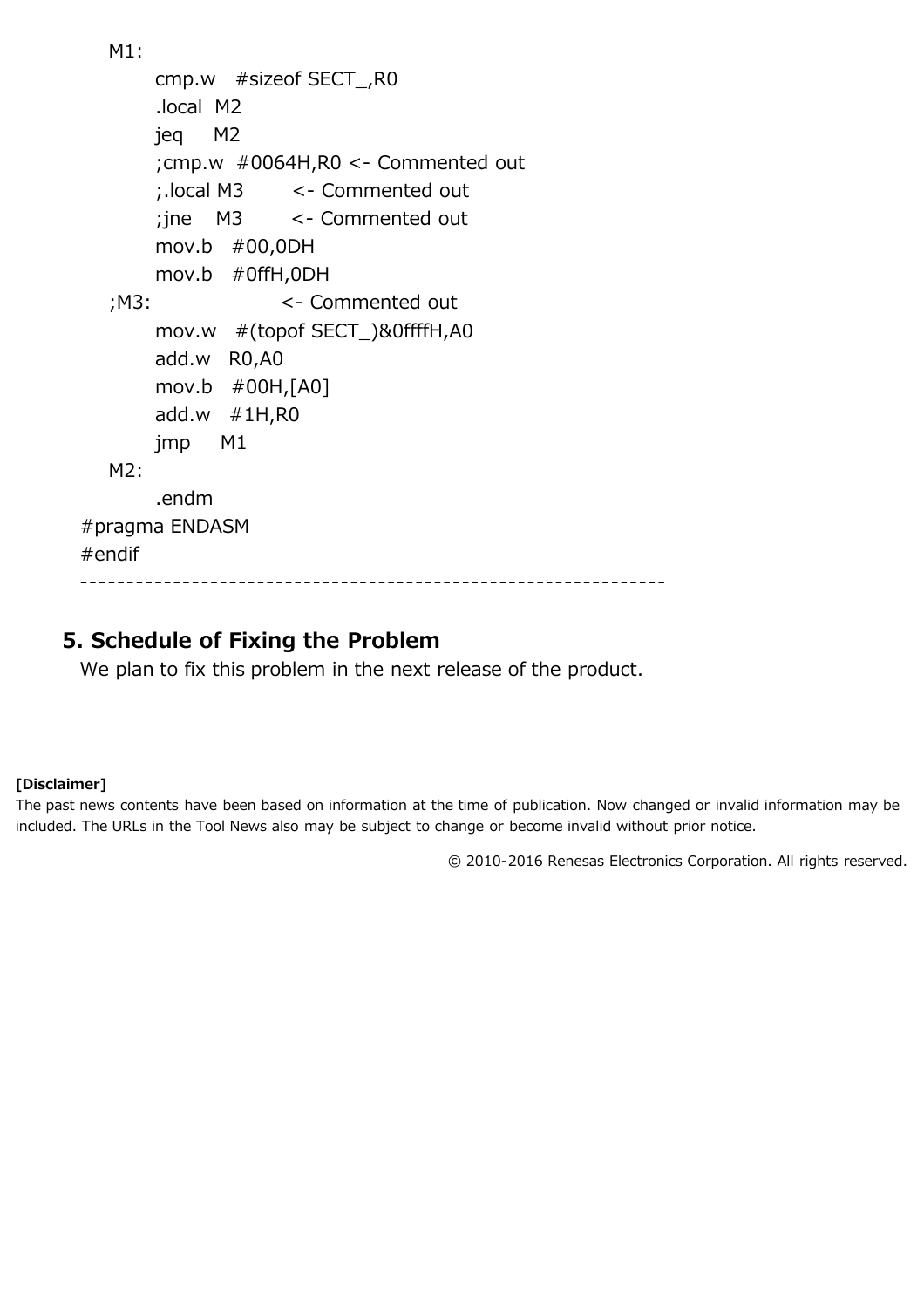```
    M1:
          cmp.w   #sizeof SECT_,R0
          .local  M2
          jeq     M2
          ;cmp.w  #0064H,R0 <- Commented out
          ;.local M3       <- Commented out
          ;jne    M3       <- Commented out
          mov.b   #00,0DH
          mov.b   #0ffH,0DH
    ;M3:                   <- Commented out
          mov.w   #(topof SECT_)&0ffffH,A0
          add.w   R0,A0
          mov.b   #00H,[A0]
          add.w   #1H,R0
          jmp     M1
    M2:
          .endm
#pragma ENDASM
#endif
--------------------------------------------------------------
```

## 5. Schedule of Fixing the Problem

We plan to fix this problem in the next release of the product.

---

**[Disclaimer]**

The past news contents have been based on information at the time of publication. Now changed or invalid information may be included. The URLs in the Tool News also may be subject to change or become invalid without prior notice.

© 2010-2016 Renesas Electronics Corporation. All rights reserved.